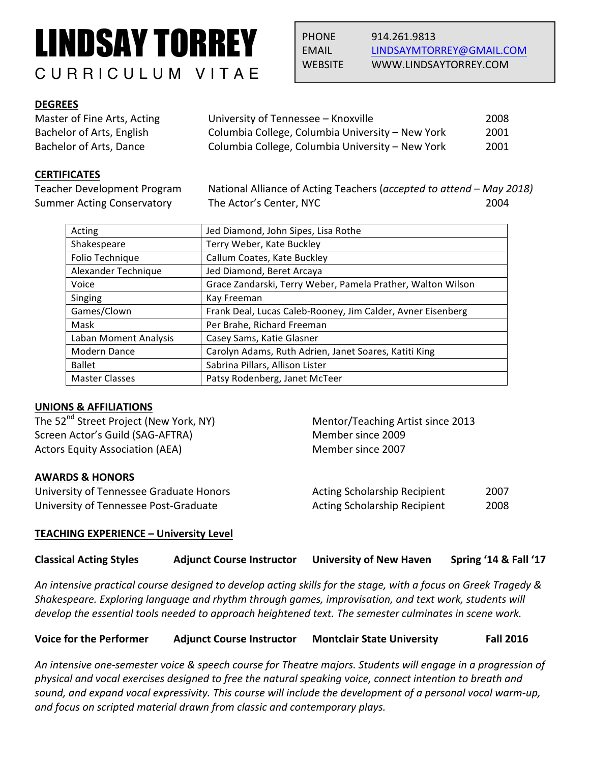# LINDSAY TORREY

CURRICULUM VITAE

| | |
|---|---|
| PHONE | 914.261.9813 |
| EMAIL | LINDSAYMTORREY@GMAIL.COM |
| WEBSITE | WWW.LINDSAYTORREY.COM |

## DEGREES

| | | |
|---|---|---|
| Master of Fine Arts, Acting | University of Tennessee – Knoxville | 2008 |
| Bachelor of Arts, English | Columbia College, Columbia University – New York | 2001 |
| Bachelor of Arts, Dance | Columbia College, Columbia University – New York | 2001 |

## CERTIFICATES

| | | |
|---|---|---|
| Teacher Development Program | National Alliance of Acting Teachers (*accepted to attend – May 2018)* | |
| Summer Acting Conservatory | The Actor's Center, NYC | 2004 |

| | |
|---|---|
| Acting | Jed Diamond, John Sipes, Lisa Rothe |
| Shakespeare | Terry Weber, Kate Buckley |
| Folio Technique | Callum Coates, Kate Buckley |
| Alexander Technique | Jed Diamond, Beret Arcaya |
| Voice | Grace Zandarski, Terry Weber, Pamela Prather, Walton Wilson |
| Singing | Kay Freeman |
| Games/Clown | Frank Deal, Lucas Caleb-Rooney, Jim Calder, Avner Eisenberg |
| Mask | Per Brahe, Richard Freeman |
| Laban Moment Analysis | Casey Sams, Katie Glasner |
| Modern Dance | Carolyn Adams, Ruth Adrien, Janet Soares, Katiti King |
| Ballet | Sabrina Pillars, Allison Lister |
| Master Classes | Patsy Rodenberg, Janet McTeer |

## UNIONS & AFFILIATIONS

| | |
|---|---|
| The 52nd Street Project (New York, NY) | Mentor/Teaching Artist since 2013 |
| Screen Actor's Guild (SAG-AFTRA) | Member since 2009 |
| Actors Equity Association (AEA) | Member since 2007 |

## AWARDS & HONORS

| | | |
|---|---|---|
| University of Tennessee Graduate Honors | Acting Scholarship Recipient | 2007 |
| University of Tennessee Post-Graduate | Acting Scholarship Recipient | 2008 |

## TEACHING EXPERIENCE – University Level

**Classical Acting Styles** | **Adjunct Course Instructor** | **University of New Haven** | **Spring '14 & Fall '17**

*An intensive practical course designed to develop acting skills for the stage, with a focus on Greek Tragedy & Shakespeare. Exploring language and rhythm through games, improvisation, and text work, students will develop the essential tools needed to approach heightened text. The semester culminates in scene work.*

**Voice for the Performer** | **Adjunct Course Instructor** | **Montclair State University** | **Fall 2016**

*An intensive one-semester voice & speech course for Theatre majors. Students will engage in a progression of physical and vocal exercises designed to free the natural speaking voice, connect intention to breath and sound, and expand vocal expressivity. This course will include the development of a personal vocal warm-up, and focus on scripted material drawn from classic and contemporary plays.*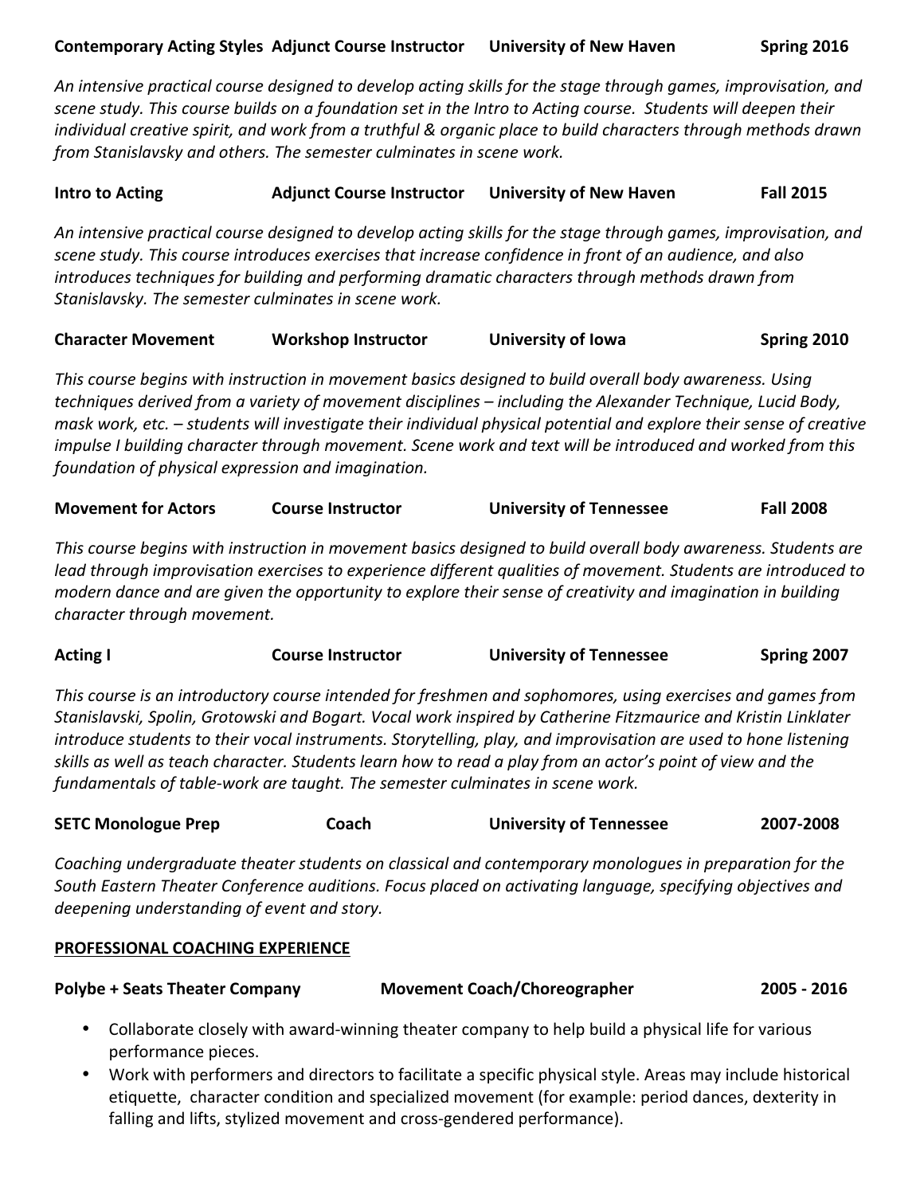**Contemporary Acting Styles** **Adjunct Course Instructor** **University of New Haven** **Spring 2016**

*An intensive practical course designed to develop acting skills for the stage through games, improvisation, and scene study. This course builds on a foundation set in the Intro to Acting course. Students will deepen their individual creative spirit, and work from a truthful & organic place to build characters through methods drawn from Stanislavsky and others. The semester culminates in scene work.*

**Intro to Acting** **Adjunct Course Instructor** **University of New Haven** **Fall 2015**

*An intensive practical course designed to develop acting skills for the stage through games, improvisation, and scene study. This course introduces exercises that increase confidence in front of an audience, and also introduces techniques for building and performing dramatic characters through methods drawn from Stanislavsky. The semester culminates in scene work.*

**Character Movement** **Workshop Instructor** **University of Iowa** **Spring 2010**

*This course begins with instruction in movement basics designed to build overall body awareness. Using techniques derived from a variety of movement disciplines – including the Alexander Technique, Lucid Body, mask work, etc. – students will investigate their individual physical potential and explore their sense of creative impulse I building character through movement. Scene work and text will be introduced and worked from this foundation of physical expression and imagination.*

**Movement for Actors** **Course Instructor** **University of Tennessee** **Fall 2008**

*This course begins with instruction in movement basics designed to build overall body awareness. Students are lead through improvisation exercises to experience different qualities of movement. Students are introduced to modern dance and are given the opportunity to explore their sense of creativity and imagination in building character through movement.*

**Acting I** **Course Instructor** **University of Tennessee** **Spring 2007**

*This course is an introductory course intended for freshmen and sophomores, using exercises and games from Stanislavski, Spolin, Grotowski and Bogart. Vocal work inspired by Catherine Fitzmaurice and Kristin Linklater introduce students to their vocal instruments. Storytelling, play, and improvisation are used to hone listening skills as well as teach character. Students learn how to read a play from an actor's point of view and the fundamentals of table-work are taught. The semester culminates in scene work.*

**SETC Monologue Prep** **Coach** **University of Tennessee** **2007-2008**

*Coaching undergraduate theater students on classical and contemporary monologues in preparation for the South Eastern Theater Conference auditions. Focus placed on activating language, specifying objectives and deepening understanding of event and story.*

## PROFESSIONAL COACHING EXPERIENCE

**Polybe + Seats Theater Company** **Movement Coach/Choreographer** **2005 - 2016**

- Collaborate closely with award-winning theater company to help build a physical life for various performance pieces.
- Work with performers and directors to facilitate a specific physical style. Areas may include historical etiquette, character condition and specialized movement (for example: period dances, dexterity in falling and lifts, stylized movement and cross-gendered performance).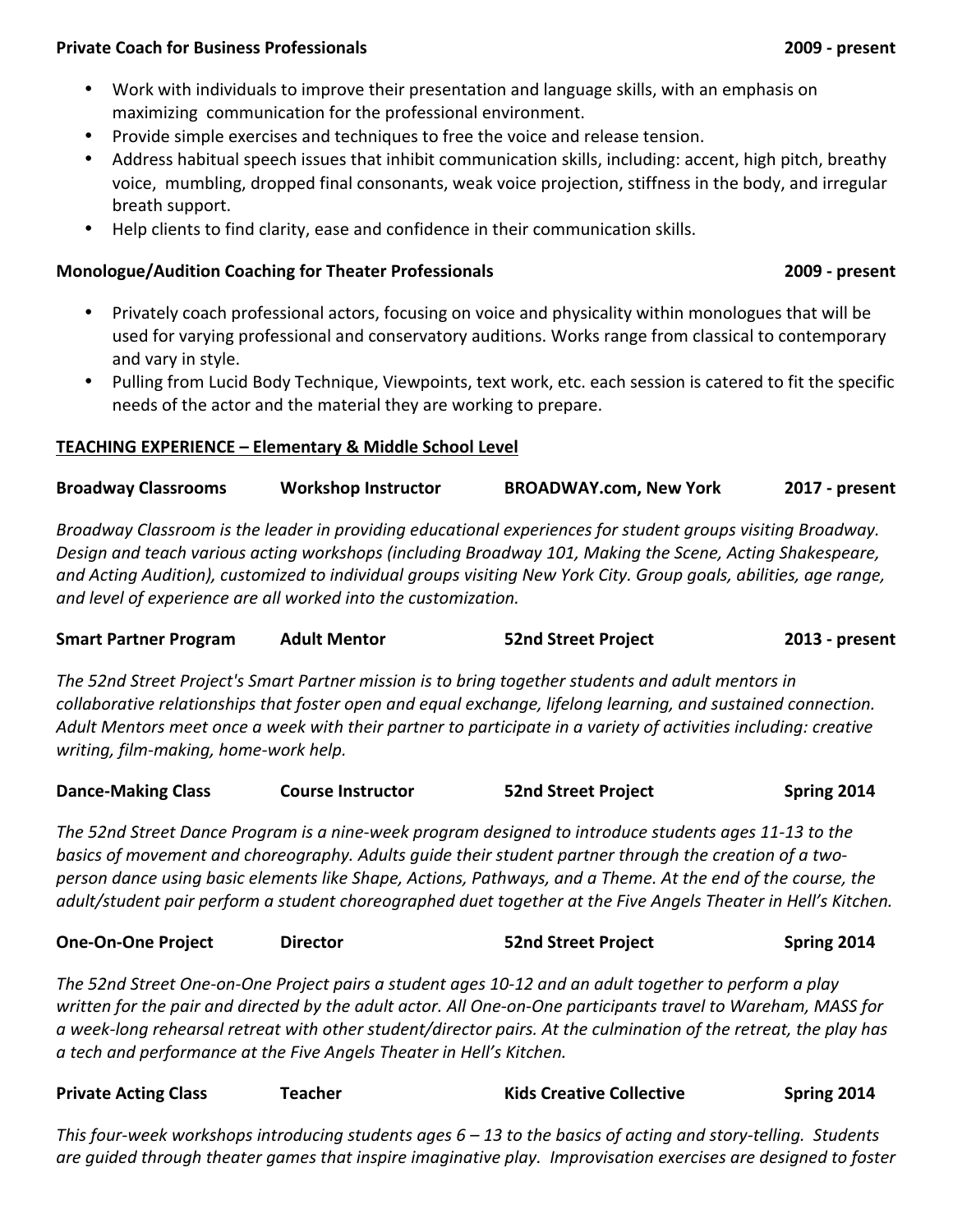**Private Coach for Business Professionals** **2009 - present**

- Work with individuals to improve their presentation and language skills, with an emphasis on maximizing communication for the professional environment.
- Provide simple exercises and techniques to free the voice and release tension.
- Address habitual speech issues that inhibit communication skills, including: accent, high pitch, breathy voice, mumbling, dropped final consonants, weak voice projection, stiffness in the body, and irregular breath support.
- Help clients to find clarity, ease and confidence in their communication skills.

**Monologue/Audition Coaching for Theater Professionals** **2009 - present**

- Privately coach professional actors, focusing on voice and physicality within monologues that will be used for varying professional and conservatory auditions. Works range from classical to contemporary and vary in style.
- Pulling from Lucid Body Technique, Viewpoints, text work, etc. each session is catered to fit the specific needs of the actor and the material they are working to prepare.

**<u>TEACHING EXPERIENCE – Elementary & Middle School Level</u>**

**Broadway Classrooms** | **Workshop Instructor** | **BROADWAY.com, New York** | **2017 - present**

*Broadway Classroom is the leader in providing educational experiences for student groups visiting Broadway. Design and teach various acting workshops (including Broadway 101, Making the Scene, Acting Shakespeare, and Acting Audition), customized to individual groups visiting New York City. Group goals, abilities, age range, and level of experience are all worked into the customization.*

**Smart Partner Program** | **Adult Mentor** | **52nd Street Project** | **2013 - present**

*The 52nd Street Project's Smart Partner mission is to bring together students and adult mentors in collaborative relationships that foster open and equal exchange, lifelong learning, and sustained connection. Adult Mentors meet once a week with their partner to participate in a variety of activities including: creative writing, film-making, home-work help.*

**Dance-Making Class** | **Course Instructor** | **52nd Street Project** | **Spring 2014**

*The 52nd Street Dance Program is a nine-week program designed to introduce students ages 11-13 to the basics of movement and choreography. Adults guide their student partner through the creation of a two-person dance using basic elements like Shape, Actions, Pathways, and a Theme. At the end of the course, the adult/student pair perform a student choreographed duet together at the Five Angels Theater in Hell's Kitchen.*

**One-On-One Project** | **Director** | **52nd Street Project** | **Spring 2014**

*The 52nd Street One-on-One Project pairs a student ages 10-12 and an adult together to perform a play written for the pair and directed by the adult actor. All One-on-One participants travel to Wareham, MASS for a week-long rehearsal retreat with other student/director pairs. At the culmination of the retreat, the play has a tech and performance at the Five Angels Theater in Hell's Kitchen.*

**Private Acting Class** | **Teacher** | **Kids Creative Collective** | **Spring 2014**

*This four-week workshops introducing students ages 6 – 13 to the basics of acting and story-telling. Students are guided through theater games that inspire imaginative play. Improvisation exercises are designed to foster*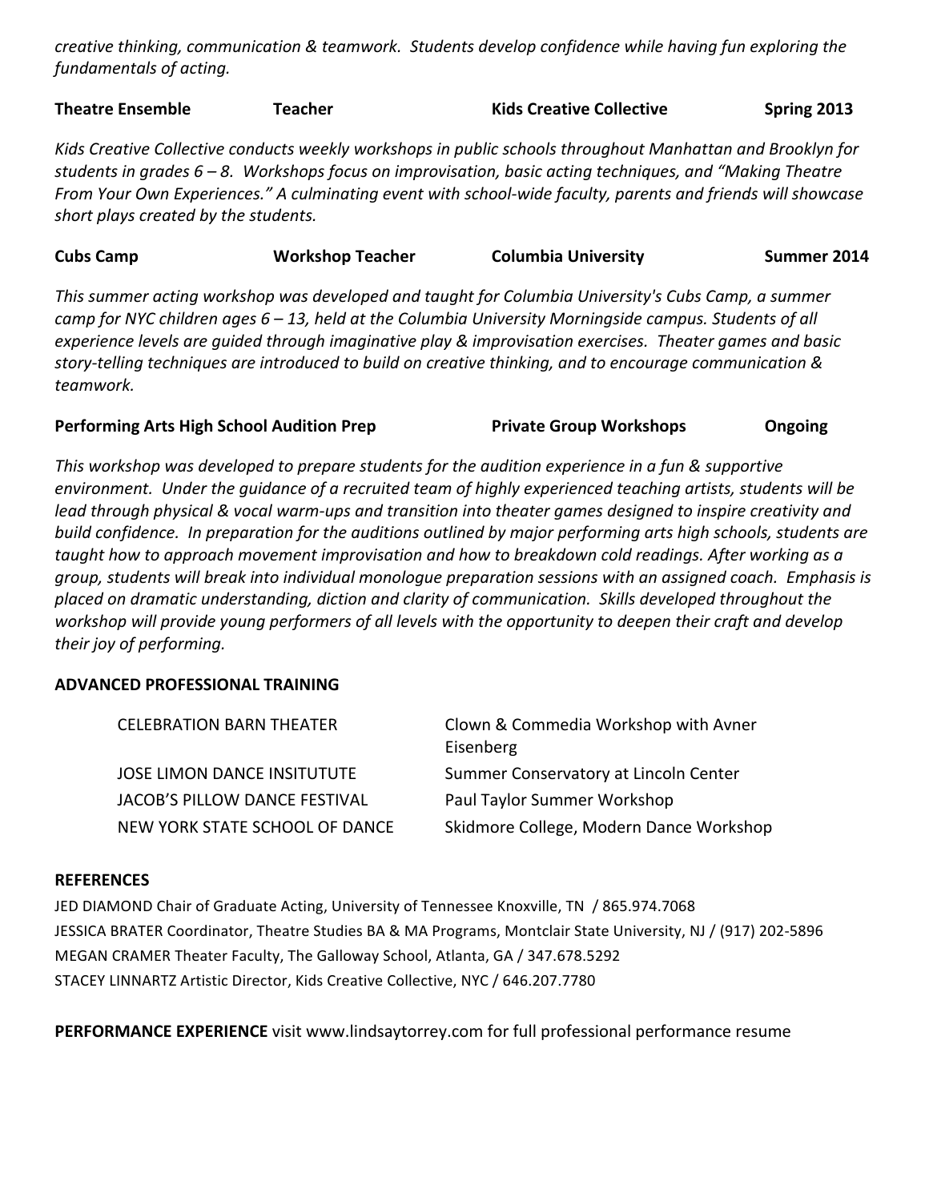*creative thinking, communication & teamwork. Students develop confidence while having fun exploring the fundamentals of acting.*

**Theatre Ensemble** | **Teacher** | **Kids Creative Collective** | **Spring 2013**

*Kids Creative Collective conducts weekly workshops in public schools throughout Manhattan and Brooklyn for students in grades 6 – 8. Workshops focus on improvisation, basic acting techniques, and "Making Theatre From Your Own Experiences." A culminating event with school-wide faculty, parents and friends will showcase short plays created by the students.*

**Cubs Camp** | **Workshop Teacher** | **Columbia University** | **Summer 2014**

*This summer acting workshop was developed and taught for Columbia University's Cubs Camp, a summer camp for NYC children ages 6 – 13, held at the Columbia University Morningside campus. Students of all experience levels are guided through imaginative play & improvisation exercises. Theater games and basic story-telling techniques are introduced to build on creative thinking, and to encourage communication & teamwork.*

**Performing Arts High School Audition Prep** | **Private Group Workshops** | **Ongoing**

*This workshop was developed to prepare students for the audition experience in a fun & supportive environment. Under the guidance of a recruited team of highly experienced teaching artists, students will be lead through physical & vocal warm-ups and transition into theater games designed to inspire creativity and build confidence. In preparation for the auditions outlined by major performing arts high schools, students are taught how to approach movement improvisation and how to breakdown cold readings. After working as a group, students will break into individual monologue preparation sessions with an assigned coach. Emphasis is placed on dramatic understanding, diction and clarity of communication. Skills developed throughout the workshop will provide young performers of all levels with the opportunity to deepen their craft and develop their joy of performing.*

**ADVANCED PROFESSIONAL TRAINING**

| | |
|---|---|
| CELEBRATION BARN THEATER | Clown & Commedia Workshop with Avner Eisenberg |
| JOSE LIMON DANCE INSITUTUTE | Summer Conservatory at Lincoln Center |
| JACOB'S PILLOW DANCE FESTIVAL | Paul Taylor Summer Workshop |
| NEW YORK STATE SCHOOL OF DANCE | Skidmore College, Modern Dance Workshop |

**REFERENCES**

JED DIAMOND Chair of Graduate Acting, University of Tennessee Knoxville, TN / 865.974.7068
JESSICA BRATER Coordinator, Theatre Studies BA & MA Programs, Montclair State University, NJ / (917) 202-5896
MEGAN CRAMER Theater Faculty, The Galloway School, Atlanta, GA / 347.678.5292
STACEY LINNARTZ Artistic Director, Kids Creative Collective, NYC / 646.207.7780

**PERFORMANCE EXPERIENCE** visit www.lindsaytorrey.com for full professional performance resume